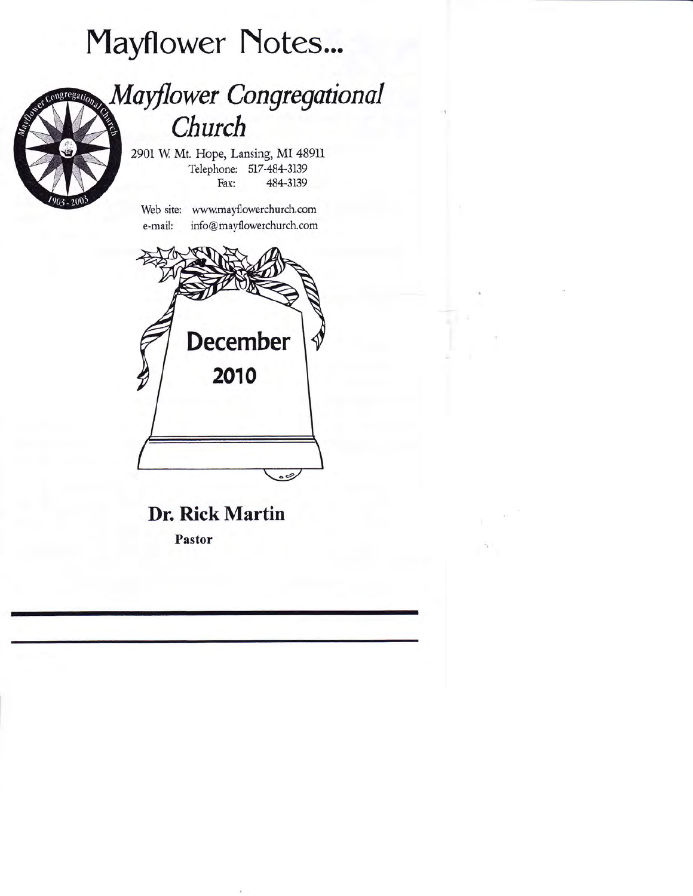# Mayflower Notes...

## *Mayflower Congregational Church*

2901 W. Mt. Hope, Lansing, MI 48911
Telephone: 517-484-3139
Fax: 484-3139

Web site: www.mayflowerchurch.com
e-mail: info@mayflowerchurch.com

**December**
**2010**

**Dr. Rick Martin**
**Pastor**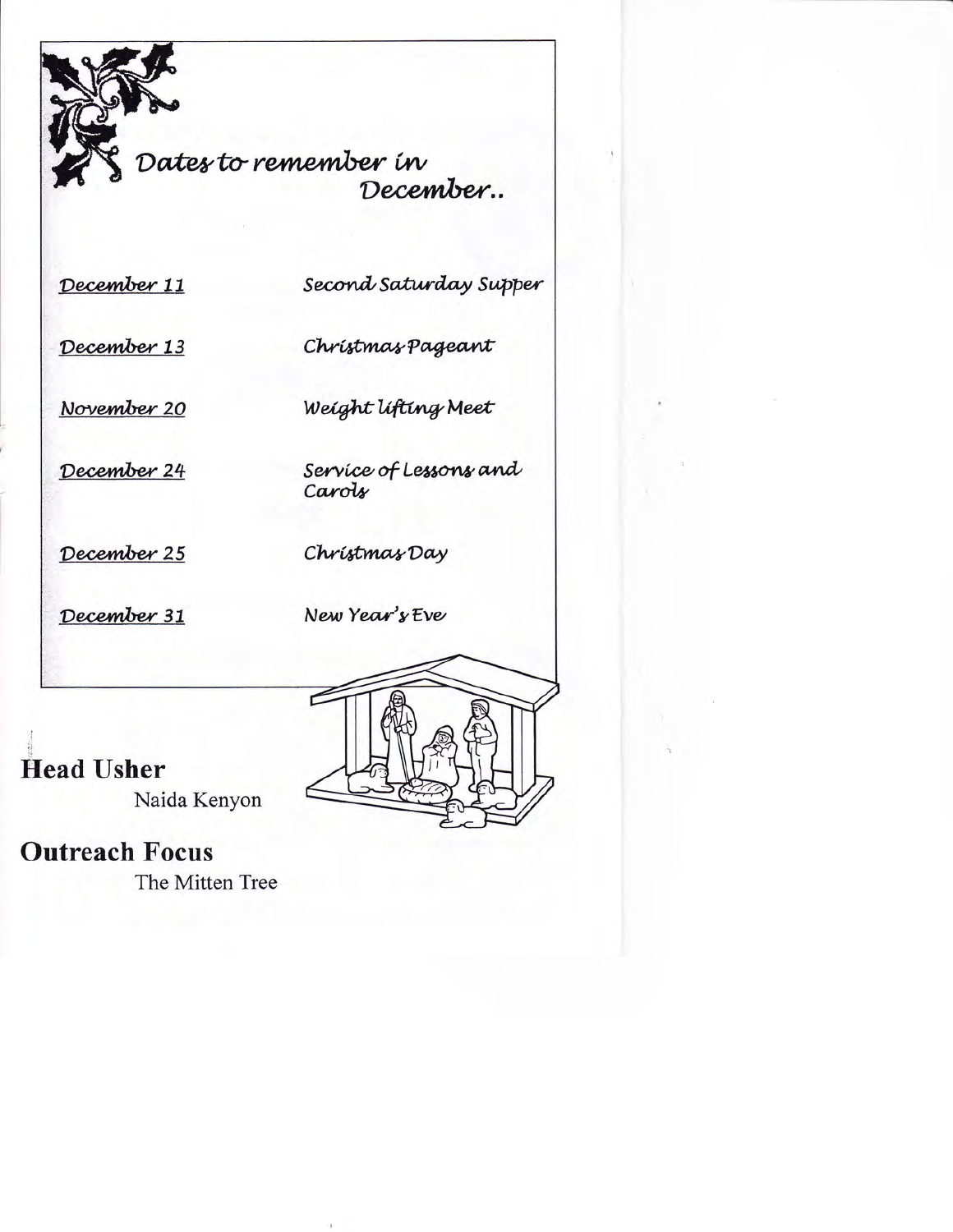## Dates to remember in December..

| | |
|---|---|
| December 11 | Second Saturday Supper |
| December 13 | Christmas Pageant |
| November 20 | Weight lifting Meet |
| December 24 | Service of Lessons and Carols |
| December 25 | Christmas Day |
| December 31 | New Year's Eve |

## Head Usher

Naida Kenyon

## Outreach Focus

The Mitten Tree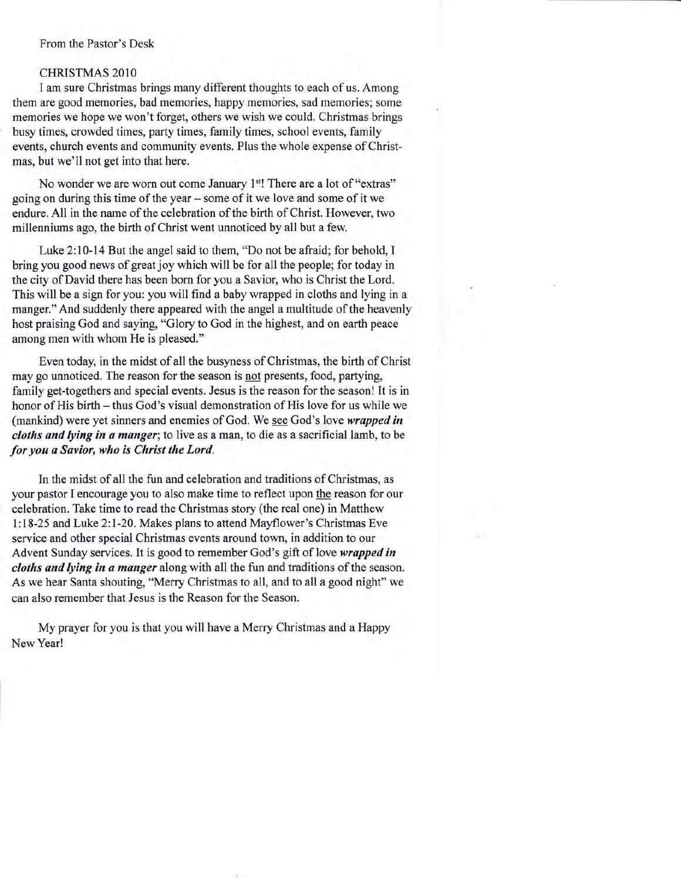From the Pastor's Desk

CHRISTMAS 2010

I am sure Christmas brings many different thoughts to each of us. Among them are good memories, bad memories, happy memories, sad memories; some memories we hope we won't forget, others we wish we could. Christmas brings busy times, crowded times, party times, family times, school events, family events, church events and community events. Plus the whole expense of Christmas, but we'll not get into that here.

No wonder we are worn out come January 1st! There are a lot of "extras" going on during this time of the year – some of it we love and some of it we endure. All in the name of the celebration of the birth of Christ. However, two millenniums ago, the birth of Christ went unnoticed by all but a few.

Luke 2:10-14 But the angel said to them, "Do not be afraid; for behold, I bring you good news of great joy which will be for all the people; for today in the city of David there has been born for you a Savior, who is Christ the Lord. This will be a sign for you: you will find a baby wrapped in cloths and lying in a manger." And suddenly there appeared with the angel a multitude of the heavenly host praising God and saying, "Glory to God in the highest, and on earth peace among men with whom He is pleased."

Even today, in the midst of all the busyness of Christmas, the birth of Christ may go unnoticed. The reason for the season is <u>not</u> presents, food, partying, family get-togethers and special events. Jesus is the reason for the season! It is in honor of His birth – thus God's visual demonstration of His love for us while we (mankind) were yet sinners and enemies of God. We <u>see</u> God's love ***wrapped in cloths and lying in a manger***; to live as a man, to die as a sacrificial lamb, to be ***for you a Savior, who is Christ the Lord.***

In the midst of all the fun and celebration and traditions of Christmas, as your pastor I encourage you to also make time to reflect upon <u>the</u> reason for our celebration. Take time to read the Christmas story (the real one) in Matthew 1:18-25 and Luke 2:1-20. Makes plans to attend Mayflower's Christmas Eve service and other special Christmas events around town, in addition to our Advent Sunday services. It is good to remember God's gift of love ***wrapped in cloths and lying in a manger*** along with all the fun and traditions of the season. As we hear Santa shouting, "Merry Christmas to all, and to all a good night" we can also remember that Jesus is the Reason for the Season.

My prayer for you is that you will have a Merry Christmas and a Happy New Year!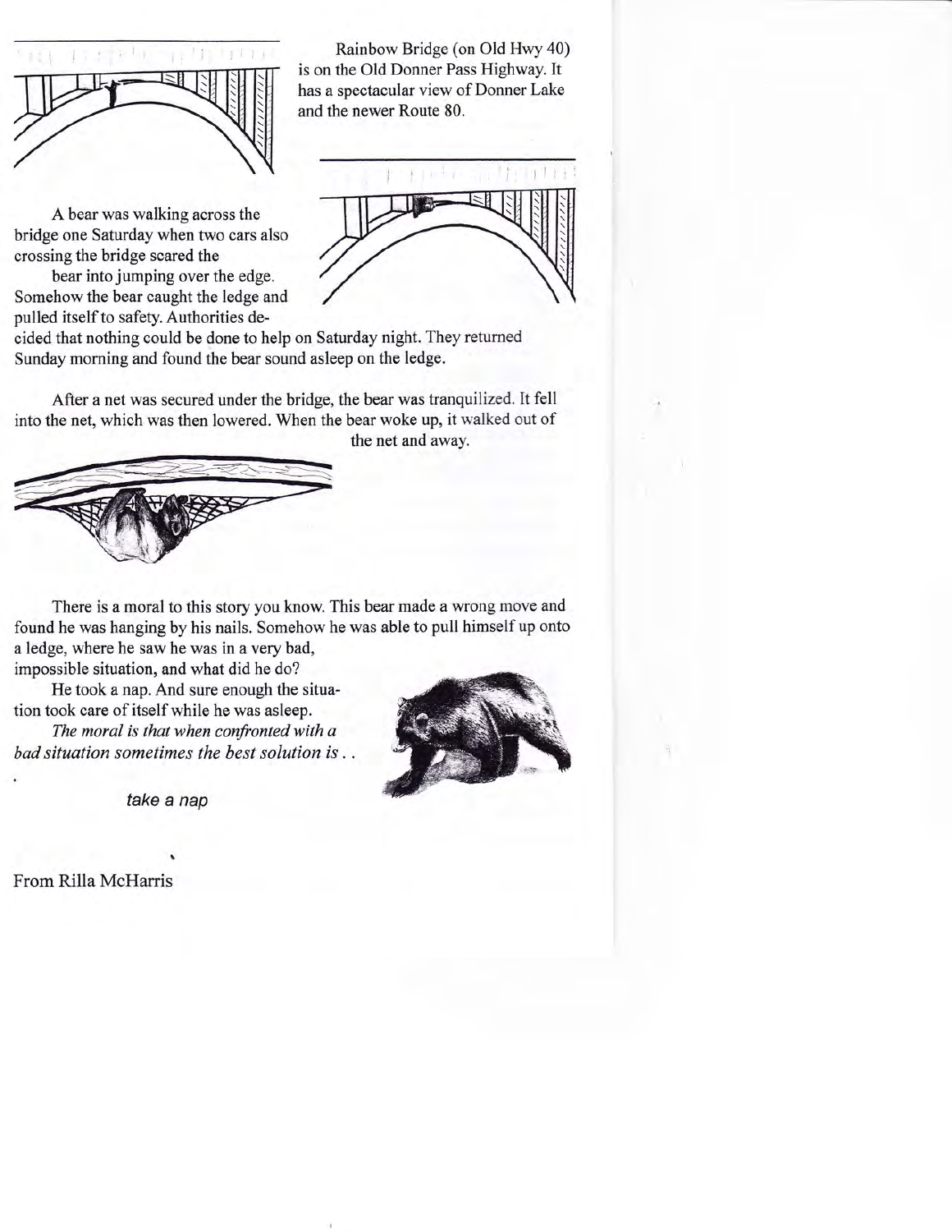Rainbow Bridge (on Old Hwy 40) is on the Old Donner Pass Highway. It has a spectacular view of Donner Lake and the newer Route 80.

A bear was walking across the bridge one Saturday when two cars also crossing the bridge scared the bear into jumping over the edge. Somehow the bear caught the ledge and pulled itself to safety. Authorities decided that nothing could be done to help on Saturday night. They returned Sunday morning and found the bear sound asleep on the ledge.

After a net was secured under the bridge, the bear was tranquilized. It fell into the net, which was then lowered. When the bear woke up, it walked out of the net and away.

There is a moral to this story you know. This bear made a wrong move and found he was hanging by his nails. Somehow he was able to pull himself up onto a ledge, where he saw he was in a very bad, impossible situation, and what did he do?

He took a nap. And sure enough the situation took care of itself while he was asleep.

*The moral is that when confronted with a bad situation sometimes the best solution is . .*

*take a nap*

From Rilla McHarris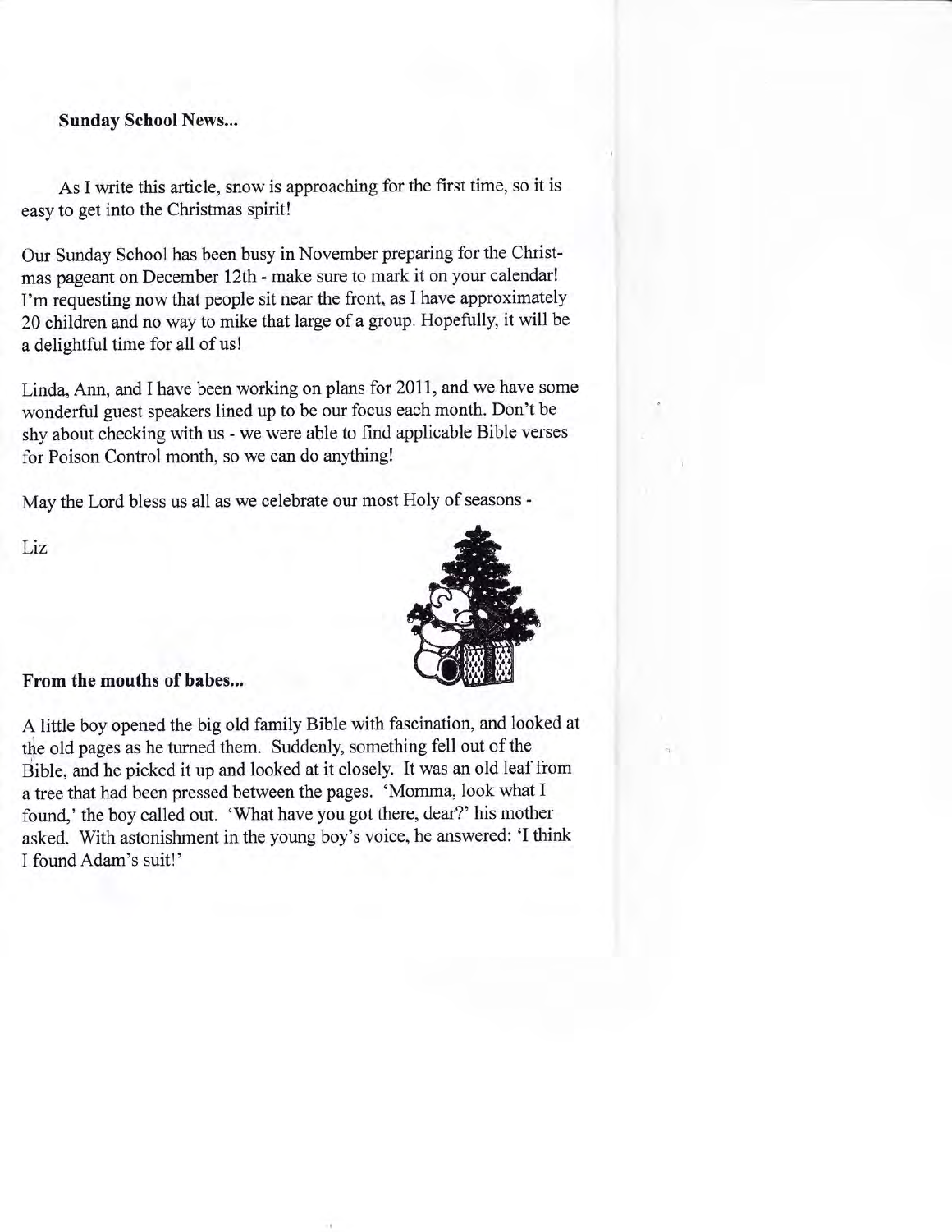**Sunday School News...**

As I write this article, snow is approaching for the first time, so it is easy to get into the Christmas spirit!

Our Sunday School has been busy in November preparing for the Christmas pageant on December 12th - make sure to mark it on your calendar! I'm requesting now that people sit near the front, as I have approximately 20 children and no way to mike that large of a group. Hopefully, it will be a delightful time for all of us!

Linda, Ann, and I have been working on plans for 2011, and we have some wonderful guest speakers lined up to be our focus each month. Don't be shy about checking with us - we were able to find applicable Bible verses for Poison Control month, so we can do anything!

May the Lord bless us all as we celebrate our most Holy of seasons -

Liz

**From the mouths of babes...**

A little boy opened the big old family Bible with fascination, and looked at the old pages as he turned them. Suddenly, something fell out of the Bible, and he picked it up and looked at it closely. It was an old leaf from a tree that had been pressed between the pages. 'Momma, look what I found,' the boy called out. 'What have you got there, dear?' his mother asked. With astonishment in the young boy's voice, he answered: 'I think I found Adam's suit!'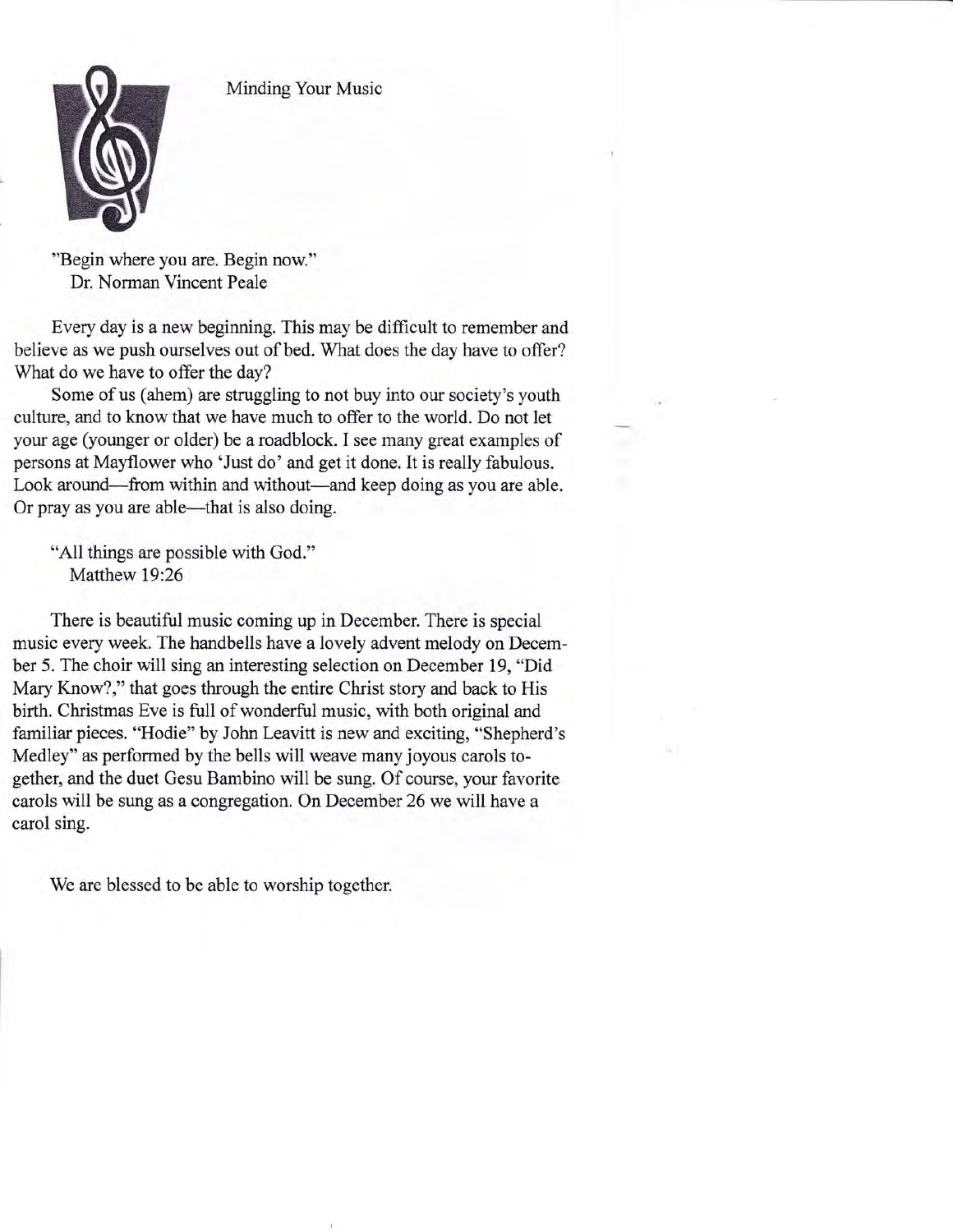# Minding Your Music

"Begin where you are. Begin now."
Dr. Norman Vincent Peale

Every day is a new beginning. This may be difficult to remember and believe as we push ourselves out of bed. What does the day have to offer? What do we have to offer the day?

Some of us (ahem) are struggling to not buy into our society's youth culture, and to know that we have much to offer to the world. Do not let your age (younger or older) be a roadblock. I see many great examples of persons at Mayflower who 'Just do' and get it done. It is really fabulous. Look around—from within and without—and keep doing as you are able. Or pray as you are able—that is also doing.

"All things are possible with God."
Matthew 19:26

There is beautiful music coming up in December. There is special music every week. The handbells have a lovely advent melody on December 5. The choir will sing an interesting selection on December 19, "Did Mary Know?," that goes through the entire Christ story and back to His birth. Christmas Eve is full of wonderful music, with both original and familiar pieces. "Hodie" by John Leavitt is new and exciting, "Shepherd's Medley" as performed by the bells will weave many joyous carols together, and the duet Gesu Bambino will be sung. Of course, your favorite carols will be sung as a congregation. On December 26 we will have a carol sing.

We are blessed to be able to worship together.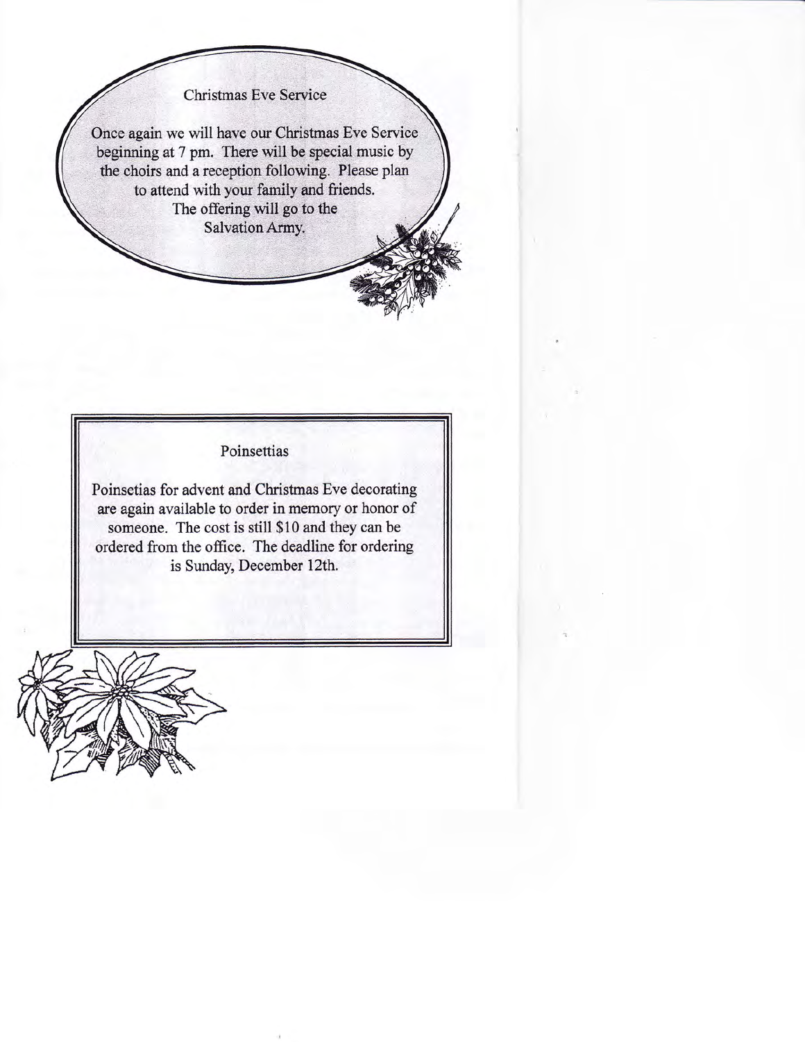## Christmas Eve Service

Once again we will have our Christmas Eve Service beginning at 7 pm. There will be special music by the choirs and a reception following. Please plan to attend with your family and friends. The offering will go to the Salvation Army.

## Poinsettias

Poinsetias for advent and Christmas Eve decorating are again available to order in memory or honor of someone. The cost is still $10 and they can be ordered from the office. The deadline for ordering is Sunday, December 12th.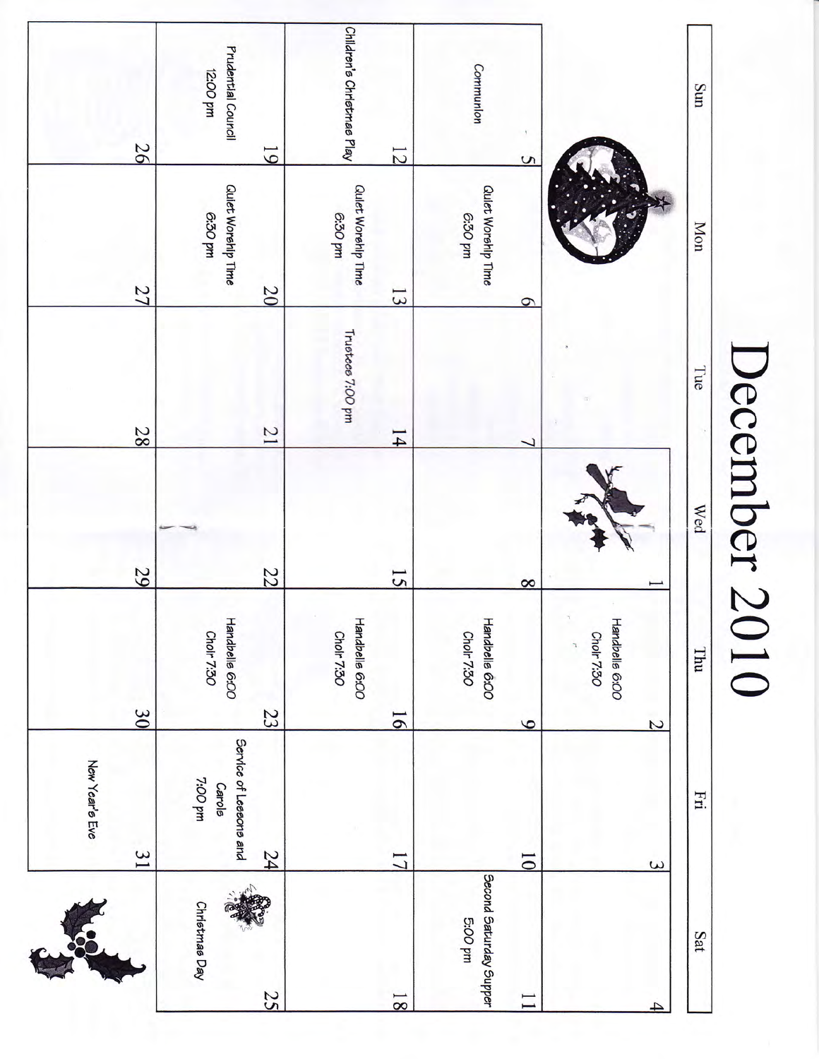# December 2010

| Sun | Mon | Tue | Wed | Thu | Fri | Sat |
|---|---|---|---|---|---|---|
| | | | 1 | 2<br>Handbells 6:00<br>Choir 7:30 | 3 | 4 |
| 5<br>Communion | 6<br>Quiet Worship Time<br>6:30 pm | 7 | 8 | 9<br>Handbells 6:00<br>Choir 7:30 | 10 | 11<br>Second Saturday Supper<br>5:00 pm |
| 12<br>Children's Christmas Play | 13<br>Quiet Worship Time<br>6:30 pm | 14<br>Trustees 7:00 pm | 15 | 16<br>Handbells 6:00<br>Choir 7:30 | 17 | 18 |
| 19<br>Prudential Council<br>12:00 pm | 20<br>Quiet Worship Time<br>6:30 pm | 21 | 22 | 23<br>Handbells 6:00<br>Choir 7:30 | 24<br>Service of Lessons and Carols<br>7:00 pm | 25<br>Christmas Day |
| 26 | 27 | 28 | 29 | 30 | 31<br>New Year's Eve | |